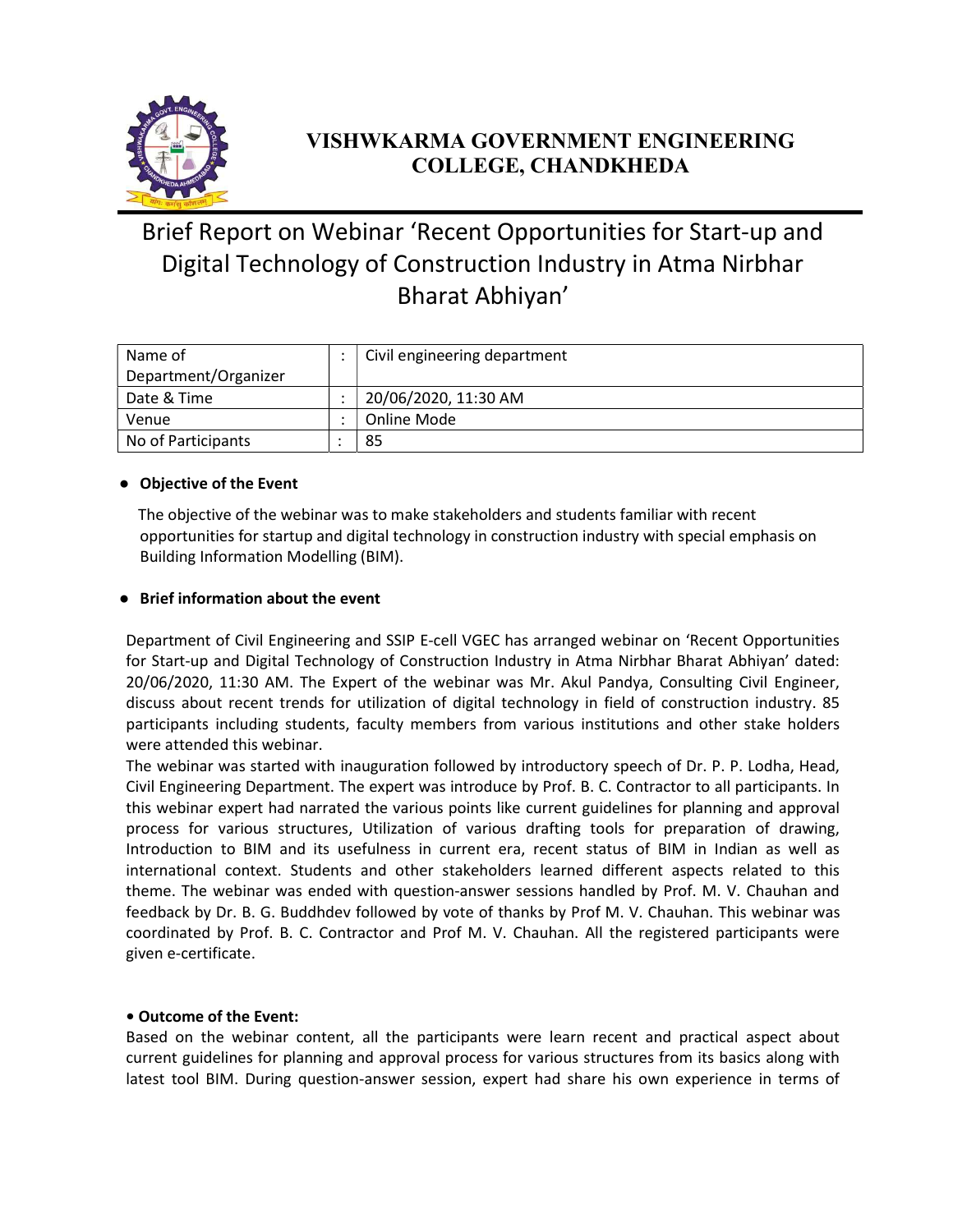# VISHWKARMA GOVERNMENT ENGINEERING COLLEGE, CHANDKHEDA

## Brief Report on Webinar 'Recent Opportunities for Start-up and Digital Technology of Construction Industry in Atma Nirbhar Bharat Abhiyan'

| Name of Department/Organizer | : | Civil engineering department |
|---|---|---|
| Date & Time | : | 20/06/2020, 11:30 AM |
| Venue | : | Online Mode |
| No of Participants | : | 85 |

- **Objective of the Event**

The objective of the webinar was to make stakeholders and students familiar with recent opportunities for startup and digital technology in construction industry with special emphasis on Building Information Modelling (BIM).

- **Brief information about the event**

Department of Civil Engineering and SSIP E-cell VGEC has arranged webinar on 'Recent Opportunities for Start-up and Digital Technology of Construction Industry in Atma Nirbhar Bharat Abhiyan' dated: 20/06/2020, 11:30 AM. The Expert of the webinar was Mr. Akul Pandya, Consulting Civil Engineer, discuss about recent trends for utilization of digital technology in field of construction industry. 85 participants including students, faculty members from various institutions and other stake holders were attended this webinar.

The webinar was started with inauguration followed by introductory speech of Dr. P. P. Lodha, Head, Civil Engineering Department. The expert was introduce by Prof. B. C. Contractor to all participants. In this webinar expert had narrated the various points like current guidelines for planning and approval process for various structures, Utilization of various drafting tools for preparation of drawing, Introduction to BIM and its usefulness in current era, recent status of BIM in Indian as well as international context. Students and other stakeholders learned different aspects related to this theme. The webinar was ended with question-answer sessions handled by Prof. M. V. Chauhan and feedback by Dr. B. G. Buddhdev followed by vote of thanks by Prof M. V. Chauhan. This webinar was coordinated by Prof. B. C. Contractor and Prof M. V. Chauhan. All the registered participants were given e-certificate.

- **Outcome of the Event:**

Based on the webinar content, all the participants were learn recent and practical aspect about current guidelines for planning and approval process for various structures from its basics along with latest tool BIM. During question-answer session, expert had share his own experience in terms of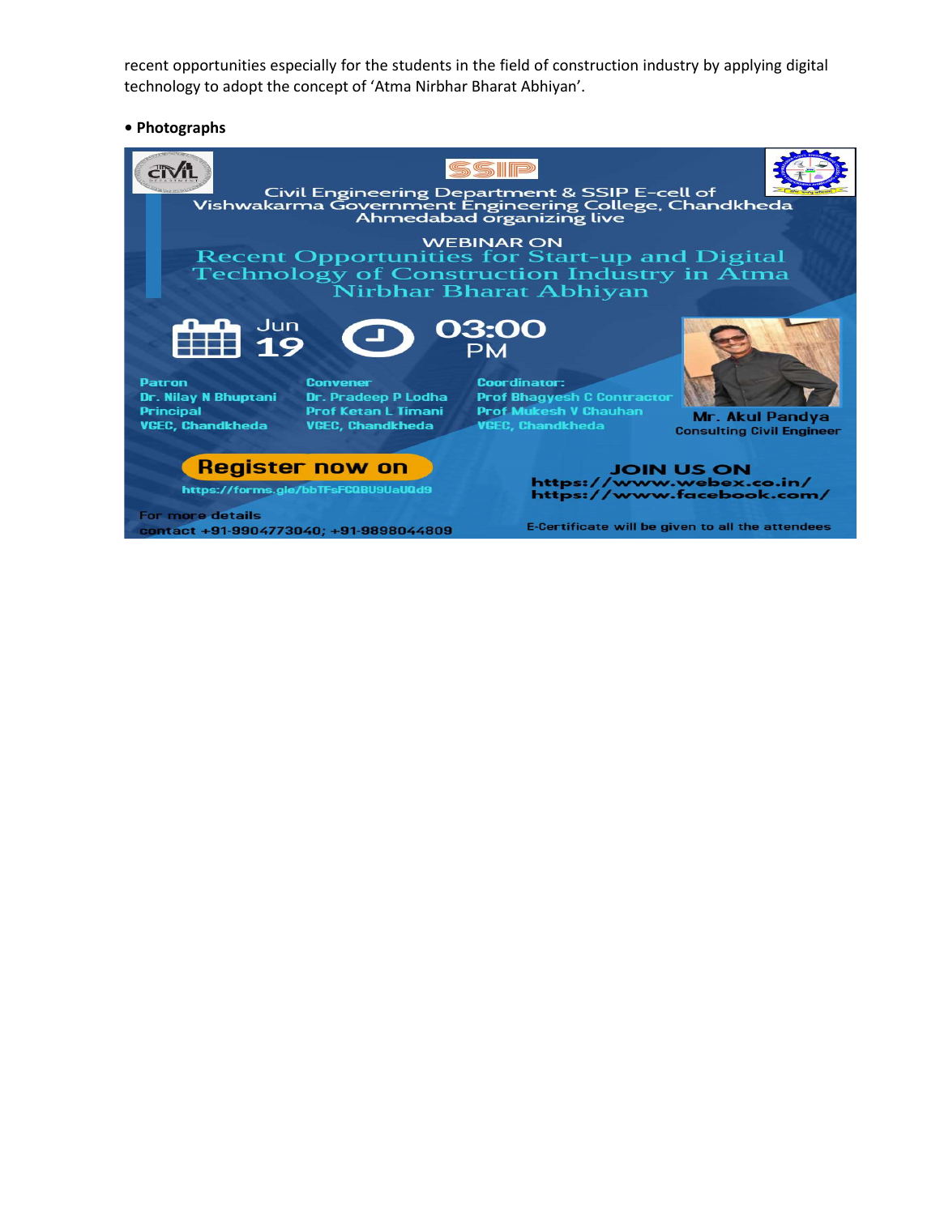recent opportunities especially for the students in the field of construction industry by applying digital technology to adopt the concept of 'Atma Nirbhar Bharat Abhiyan'.

- **Photographs**

Civil Engineering Department & SSIP E-cell of Vishwakarma Government Engineering College, Chandkheda Ahmedabad organizing live

WEBINAR ON

Recent Opportunities for Start-up and Digital Technology of Construction Industry in Atma Nirbhar Bharat Abhiyan

Jun 19

03:00 PM

Patron
Dr. Nilay N Bhuptani
Principal
VGEC, Chandkheda

Convener
Dr. Pradeep P Lodha
Prof Ketan L Timani
VGEC, Chandkheda

Coordinator:
Prof Bhagyesh C Contractor
Prof Mukesh V Chauhan
VGEC, Chandkheda

Mr. Akul Pandya
Consulting Civil Engineer

Register now on
https://forms.gle/bbTFsFCQBU9UaUQd9

JOIN US ON
https://www.webex.co.in/
https://www.facebook.com/

For more details
contact +91-9904773040; +91-9898044809

E-Certificate will be given to all the attendees